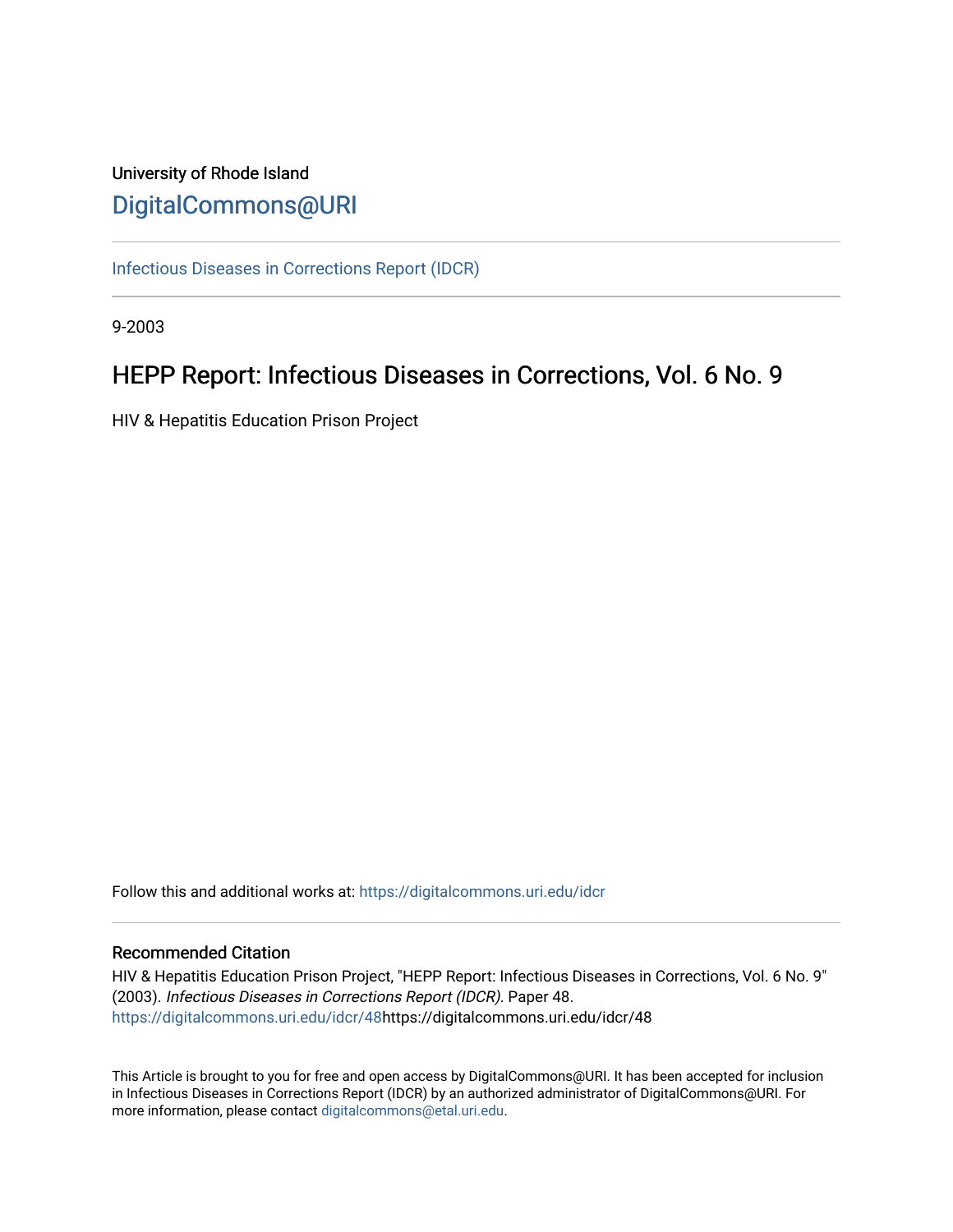University of Rhode Island

DigitalCommons@URI

Infectious Diseases in Corrections Report (IDCR)

9-2003

# HEPP Report: Infectious Diseases in Corrections, Vol. 6 No. 9

HIV & Hepatitis Education Prison Project

Follow this and additional works at: https://digitalcommons.uri.edu/idcr

### Recommended Citation

HIV & Hepatitis Education Prison Project, "HEPP Report: Infectious Diseases in Corrections, Vol. 6 No. 9" (2003). *Infectious Diseases in Corrections Report (IDCR).* Paper 48. https://digitalcommons.uri.edu/idcr/48https://digitalcommons.uri.edu/idcr/48

This Article is brought to you for free and open access by DigitalCommons@URI. It has been accepted for inclusion in Infectious Diseases in Corrections Report (IDCR) by an authorized administrator of DigitalCommons@URI. For more information, please contact digitalcommons@etal.uri.edu.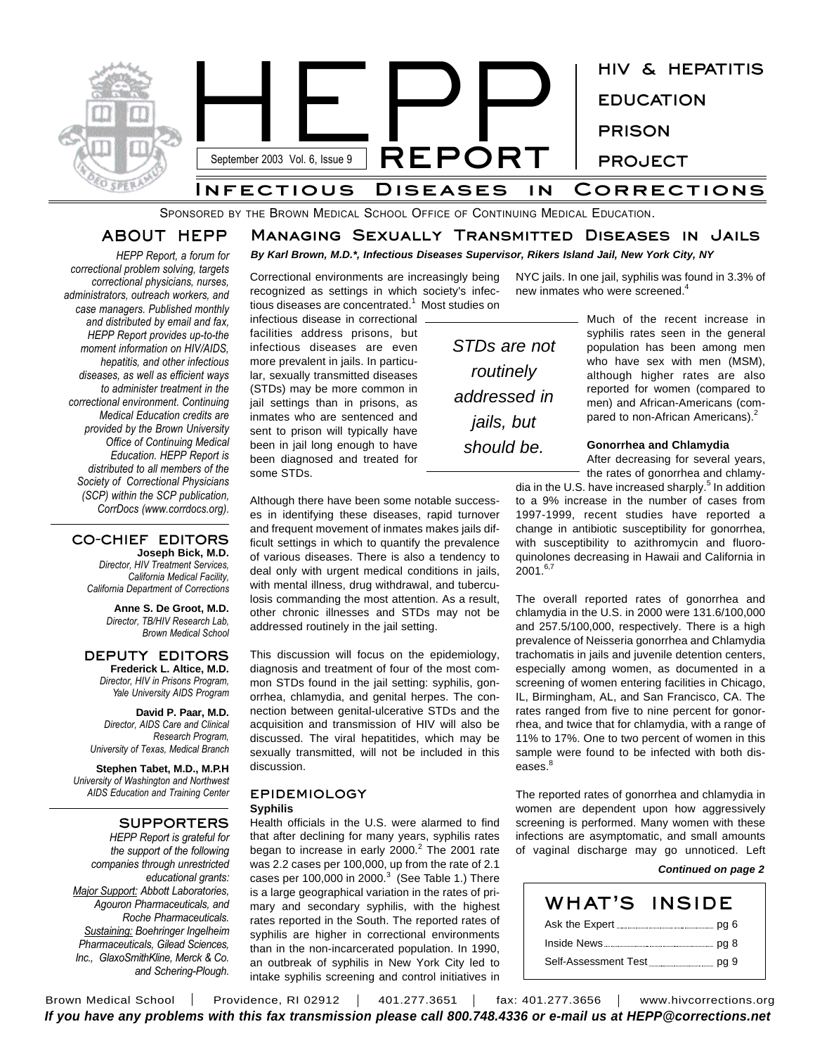# HEPP REPORT

September 2003 Vol. 6, Issue 9

HIV & HEPATITIS EDUCATION PRISON PROJECT

## Infectious Diseases in Corrections

Sponsored by the Brown Medical School Office of Continuing Medical Education.

## ABOUT HEPP

*HEPP Report, a forum for correctional problem solving, targets correctional physicians, nurses, administrators, outreach workers, and case managers. Published monthly and distributed by email and fax, HEPP Report provides up-to-the moment information on HIV/AIDS, hepatitis, and other infectious diseases, as well as efficient ways to administer treatment in the correctional environment. Continuing Medical Education credits are provided by the Brown University Office of Continuing Medical Education. HEPP Report is distributed to all members of the Society of Correctional Physicians (SCP) within the SCP publication, CorrDocs (www.corrdocs.org).*

### CO-CHIEF EDITORS

**Joseph Bick, M.D.**
*Director, HIV Treatment Services, California Medical Facility, California Department of Corrections*

**Anne S. De Groot, M.D.**
*Director, TB/HIV Research Lab, Brown Medical School*

### DEPUTY EDITORS

**Frederick L. Altice, M.D.**
*Director, HIV in Prisons Program, Yale University AIDS Program*

**David P. Paar, M.D.**
*Director, AIDS Care and Clinical Research Program, University of Texas, Medical Branch*

**Stephen Tabet, M.D., M.P.H**
*University of Washington and Northwest AIDS Education and Training Center*

### SUPPORTERS

*HEPP Report is grateful for the support of the following companies through unrestricted educational grants:*
*Major Support: Abbott Laboratories, Agouron Pharmaceuticals, and Roche Pharmaceuticals.*
*Sustaining: Boehringer Ingelheim Pharmaceuticals, Gilead Sciences, Inc., GlaxoSmithKline, Merck & Co. and Schering-Plough.*

## Managing Sexually Transmitted Diseases in Jails

***By Karl Brown, M.D.\*, Infectious Diseases Supervisor, Rikers Island Jail, New York City, NY***

Correctional environments are increasingly being recognized as settings in which society's infectious diseases are concentrated.[1] Most studies on infectious disease in correctional facilities address prisons, but infectious diseases are even more prevalent in jails. In particular, sexually transmitted diseases (STDs) may be more common in jail settings than in prisons, as inmates who are sentenced and sent to prison will typically have been in jail long enough to have been diagnosed and treated for some STDs.

> *STDs are not routinely addressed in jails, but should be.*

Although there have been some notable successes in identifying these diseases, rapid turnover and frequent movement of inmates makes jails difficult settings in which to quantify the prevalence of various diseases. There is also a tendency to deal only with urgent medical conditions in jails, with mental illness, drug withdrawal, and tuberculosis commanding the most attention. As a result, other chronic illnesses and STDs may not be addressed routinely in the jail setting.

This discussion will focus on the epidemiology, diagnosis and treatment of four of the most common STDs found in the jail setting: syphilis, gonorrhea, chlamydia, and genital herpes. The connection between genital-ulcerative STDs and the acquisition and transmission of HIV will also be discussed. The viral hepatitides, which may be sexually transmitted, will not be included in this discussion.

### EPIDEMIOLOGY

**Syphilis**

Health officials in the U.S. were alarmed to find that after declining for many years, syphilis rates began to increase in early 2000.[2] The 2001 rate was 2.2 cases per 100,000, up from the rate of 2.1 cases per 100,000 in 2000.[3] (See Table 1.) There is a large geographical variation in the rates of primary and secondary syphilis, with the highest rates reported in the South. The reported rates of syphilis are higher in correctional environments than in the non-incarcerated population. In 1990, an outbreak of syphilis in New York City led to intake syphilis screening and control initiatives in NYC jails. In one jail, syphilis was found in 3.3% of new inmates who were screened.[4]

Much of the recent increase in syphilis rates seen in the general population has been among men who have sex with men (MSM), although higher rates are also reported for women (compared to men) and African-Americans (compared to non-African Americans).[2]

**Gonorrhea and Chlamydia**

After decreasing for several years, the rates of gonorrhea and chlamydia in the U.S. have increased sharply.[5] In addition to a 9% increase in the number of cases from 1997-1999, recent studies have reported a change in antibiotic susceptibility for gonorrhea, with susceptibility to azithromycin and fluoroquinolones decreasing in Hawaii and California in 2001.[6,7]

The overall reported rates of gonorrhea and chlamydia in the U.S. in 2000 were 131.6/100,000 and 257.5/100,000, respectively. There is a high prevalence of Neisseria gonorrhea and Chlamydia trachomatis in jails and juvenile detention centers, especially among women, as documented in a screening of women entering facilities in Chicago, IL, Birmingham, AL, and San Francisco, CA. The rates ranged from five to nine percent for gonorrhea, and twice that for chlamydia, with a range of 11% to 17%. One to two percent of women in this sample were found to be infected with both diseases.[8]

The reported rates of gonorrhea and chlamydia in women are dependent upon how aggressively screening is performed. Many women with these infections are asymptomatic, and small amounts of vaginal discharge may go unnoticed. Left

***Continued on page 2***

### WHAT'S INSIDE

- Ask the Expert ........ pg 6
- Inside News ........ pg 8
- Self-Assessment Test ........ pg 9

Brown Medical School | Providence, RI 02912 | 401.277.3651 | fax: 401.277.3656 | www.hivcorrections.org

***If you have any problems with this fax transmission please call 800.748.4336 or e-mail us at HEPP@corrections.net***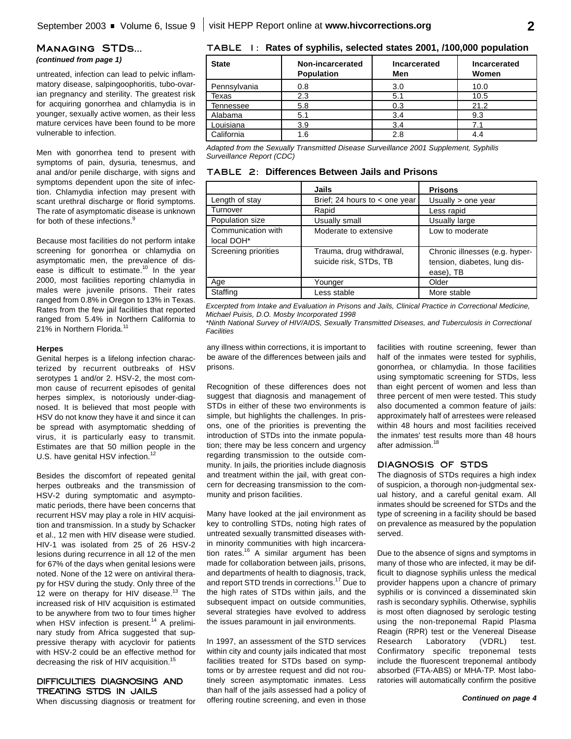## Managing STDs...

*(continued from page 1)*

untreated, infection can lead to pelvic inflammatory disease, salpingoophoritis, tubo-ovarian pregnancy and sterility. The greatest risk for acquiring gonorrhea and chlamydia is in younger, sexually active women, as their less mature cervices have been found to be more vulnerable to infection.

Men with gonorrhea tend to present with symptoms of pain, dysuria, tenesmus, and anal and/or penile discharge, with signs and symptoms dependent upon the site of infection. Chlamydia infection may present with scant urethral discharge or florid symptoms. The rate of asymptomatic disease is unknown for both of these infections.[9]

Because most facilities do not perform intake screening for gonorrhea or chlamydia on asymptomatic men, the prevalence of disease is difficult to estimate.[10] In the year 2000, most facilities reporting chlamydia in males were juvenile prisons. Their rates ranged from 0.8% in Oregon to 13% in Texas. Rates from the few jail facilities that reported ranged from 5.4% in Northern California to 21% in Northern Florida.[11]

#### Herpes

Genital herpes is a lifelong infection characterized by recurrent outbreaks of HSV serotypes 1 and/or 2. HSV-2, the most common cause of recurrent episodes of genital herpes simplex, is notoriously under-diagnosed. It is believed that most people with HSV do not know they have it and since it can be spread with asymptomatic shedding of virus, it is particularly easy to transmit. Estimates are that 50 million people in the U.S. have genital HSV infection.[12]

Besides the discomfort of repeated genital herpes outbreaks and the transmission of HSV-2 during symptomatic and asymptomatic periods, there have been concerns that recurrent HSV may play a role in HIV acquisition and transmission. In a study by Schacker et al., 12 men with HIV disease were studied. HIV-1 was isolated from 25 of 26 HSV-2 lesions during recurrence in all 12 of the men for 67% of the days when genital lesions were noted. None of the 12 were on antiviral therapy for HSV during the study. Only three of the 12 were on therapy for HIV disease.[13] The increased risk of HIV acquisition is estimated to be anywhere from two to four times higher when HSV infection is present.[14] A preliminary study from Africa suggested that suppressive therapy with acyclovir for patients with HSV-2 could be an effective method for decreasing the risk of HIV acquisition.[15]

### Difficulties Diagnosing and Treating STDs in Jails

When discussing diagnosis or treatment for any illness within corrections, it is important to be aware of the differences between jails and prisons.

**Table 1: Rates of syphilis, selected states 2001, /100,000 population**

| State | Non-incarcerated Population | Incarcerated Men | Incarcerated Women |
|---|---|---|---|
| Pennsylvania | 0.8 | 3.0 | 10.0 |
| Texas | 2.3 | 5.1 | 10.5 |
| Tennessee | 5.8 | 0.3 | 21.2 |
| Alabama | 5.1 | 3.4 | 9.3 |
| Louisiana | 3.9 | 3.4 | 7.1 |
| California | 1.6 | 2.8 | 4.4 |

*Adapted from the Sexually Transmitted Disease Surveillance 2001 Supplement, Syphilis Surveillance Report (CDC)*

**Table 2: Differences Between Jails and Prisons**

| | Jails | Prisons |
|---|---|---|
| Length of stay | Brief; 24 hours to < one year | Usually > one year |
| Turnover | Rapid | Less rapid |
| Population size | Usually small | Usually large |
| Communication with local DOH* | Moderate to extensive | Low to moderate |
| Screening priorities | Trauma, drug withdrawal, suicide risk, STDs, TB | Chronic illnesses (e.g. hypertension, diabetes, lung disease), TB |
| Age | Younger | Older |
| Staffing | Less stable | More stable |

*Excerpted from Intake and Evaluation in Prisons and Jails, Clinical Practice in Correctional Medicine, Michael Puisis, D.O. Mosby Incorporated 1998*

*\*Ninth National Survey of HIV/AIDS, Sexually Transmitted Diseases, and Tuberculosis in Correctional Facilities*

Recognition of these differences does not suggest that diagnosis and management of STDs in either of these two environments is simple, but highlights the challenges. In prisons, one of the priorities is preventing the introduction of STDs into the inmate population; there may be less concern and urgency regarding transmission to the outside community. In jails, the priorities include diagnosis and treatment within the jail, with great concern for decreasing transmission to the community and prison facilities.

Many have looked at the jail environment as key to controlling STDs, noting high rates of untreated sexually transmitted diseases within minority communities with high incarceration rates.[16] A similar argument has been made for collaboration between jails, prisons, and departments of health to diagnosis, track, and report STD trends in corrections.[17] Due to the high rates of STDs within jails, and the subsequent impact on outside communities, several strategies have evolved to address the issues paramount in jail environments.

In 1997, an assessment of the STD services within city and county jails indicated that most facilities treated for STDs based on symptoms or by arrestee request and did not routinely screen asymptomatic inmates. Less than half of the jails assessed had a policy of offering routine screening, and even in those facilities with routine screening, fewer than half of the inmates were tested for syphilis, gonorrhea, or chlamydia. In those facilities using symptomatic screening for STDs, less than eight percent of women and less than three percent of men were tested. This study also documented a common feature of jails: approximately half of arrestees were released within 48 hours and most facilities received the inmates' test results more than 48 hours after admission.[18]

### Diagnosis of STDs

The diagnosis of STDs requires a high index of suspicion, a thorough non-judgmental sexual history, and a careful genital exam. All inmates should be screened for STDs and the type of screening in a facility should be based on prevalence as measured by the population served.

Due to the absence of signs and symptoms in many of those who are infected, it may be difficult to diagnose syphilis unless the medical provider happens upon a chancre of primary syphilis or is convinced a disseminated skin rash is secondary syphilis. Otherwise, syphilis is most often diagnosed by serologic testing using the non-treponemal Rapid Plasma Reagin (RPR) test or the Venereal Disease Research Laboratory (VDRL) test. Confirmatory specific treponemal tests include the fluorescent treponemal antibody absorbed (FTA-ABS) or MHA-TP. Most laboratories will automatically confirm the positive

*Continued on page 4*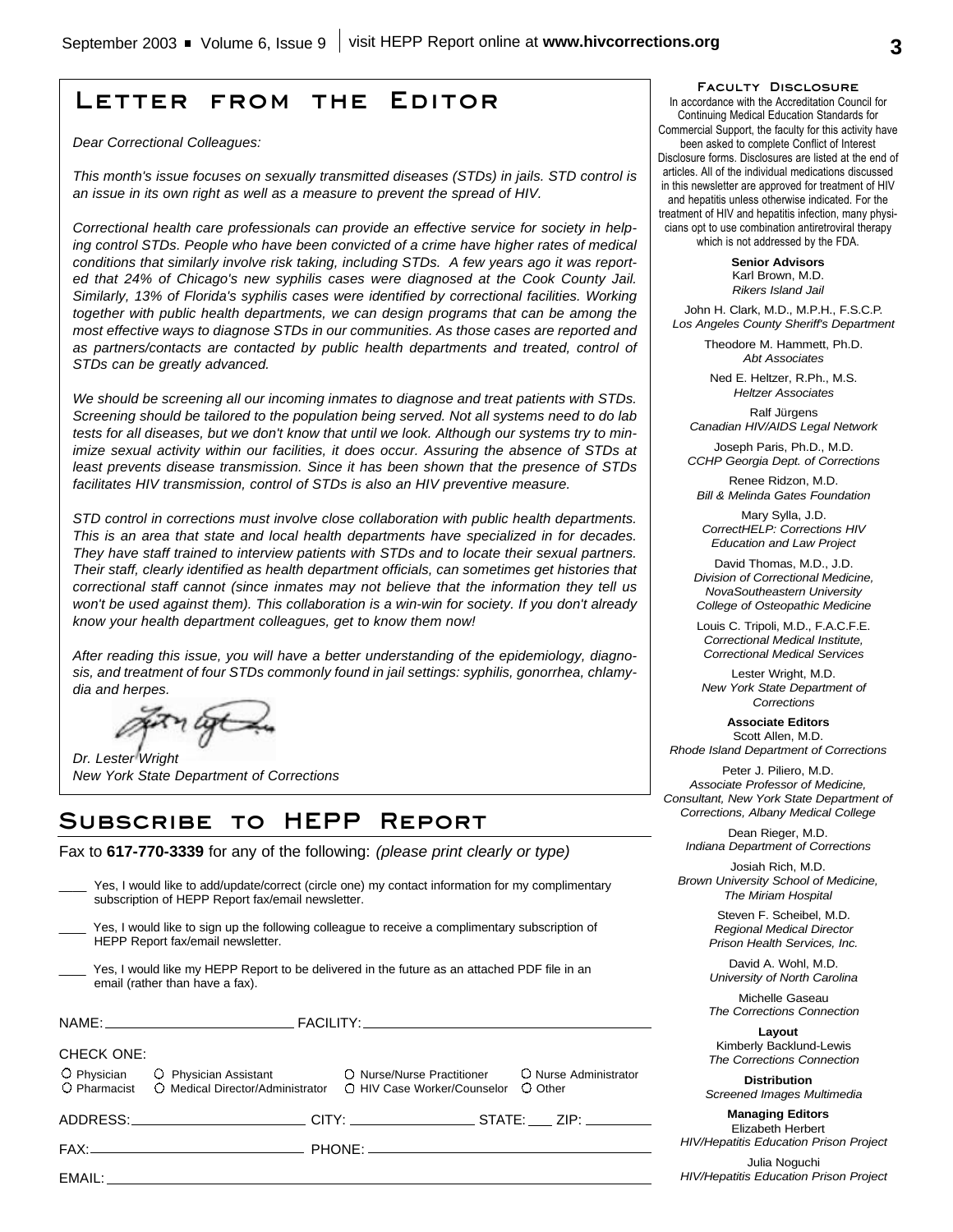# Letter from the Editor

*Dear Correctional Colleagues:*

*This month's issue focuses on sexually transmitted diseases (STDs) in jails. STD control is an issue in its own right as well as a measure to prevent the spread of HIV.*

*Correctional health care professionals can provide an effective service for society in helping control STDs. People who have been convicted of a crime have higher rates of medical conditions that similarly involve risk taking, including STDs. A few years ago it was reported that 24% of Chicago's new syphilis cases were diagnosed at the Cook County Jail. Similarly, 13% of Florida's syphilis cases were identified by correctional facilities. Working together with public health departments, we can design programs that can be among the most effective ways to diagnose STDs in our communities. As those cases are reported and as partners/contacts are contacted by public health departments and treated, control of STDs can be greatly advanced.*

*We should be screening all our incoming inmates to diagnose and treat patients with STDs. Screening should be tailored to the population being served. Not all systems need to do lab tests for all diseases, but we don't know that until we look. Although our systems try to minimize sexual activity within our facilities, it does occur. Assuring the absence of STDs at least prevents disease transmission. Since it has been shown that the presence of STDs facilitates HIV transmission, control of STDs is also an HIV preventive measure.*

*STD control in corrections must involve close collaboration with public health departments. This is an area that state and local health departments have specialized in for decades. They have staff trained to interview patients with STDs and to locate their sexual partners. Their staff, clearly identified as health department officials, can sometimes get histories that correctional staff cannot (since inmates may not believe that the information they tell us won't be used against them). This collaboration is a win-win for society. If you don't already know your health department colleagues, get to know them now!*

*After reading this issue, you will have a better understanding of the epidemiology, diagnosis, and treatment of four STDs commonly found in jail settings: syphilis, gonorrhea, chlamydia and herpes.*

*Dr. Lester Wright*
*New York State Department of Corrections*

# Subscribe to HEPP Report

Fax to **617-770-3339** for any of the following: *(please print clearly or type)*

____ Yes, I would like to add/update/correct (circle one) my contact information for my complimentary subscription of HEPP Report fax/email newsletter.

____ Yes, I would like to sign up the following colleague to receive a complimentary subscription of HEPP Report fax/email newsletter.

____ Yes, I would like my HEPP Report to be delivered in the future as an attached PDF file in an email (rather than have a fax).

NAME: ______________________ FACILITY: ______________________

CHECK ONE:

○ Physician ○ Physician Assistant ○ Nurse/Nurse Practitioner ○ Nurse Administrator
○ Pharmacist ○ Medical Director/Administrator ○ HIV Case Worker/Counselor ○ Other

ADDRESS: ______________________ CITY: ______________ STATE: ___ ZIP: ________

FAX: ______________________ PHONE: ______________________

EMAIL: ______________________

### Faculty Disclosure

In accordance with the Accreditation Council for Continuing Medical Education Standards for Commercial Support, the faculty for this activity have been asked to complete Conflict of Interest Disclosure forms. Disclosures are listed at the end of articles. All of the individual medications discussed in this newsletter are approved for treatment of HIV and hepatitis unless otherwise indicated. For the treatment of HIV and hepatitis infection, many physicians opt to use combination antiretroviral therapy which is not addressed by the FDA.

**Senior Advisors**

Karl Brown, M.D.
*Rikers Island Jail*

John H. Clark, M.D., M.P.H., F.S.C.P.
*Los Angeles County Sheriff's Department*

Theodore M. Hammett, Ph.D.
*Abt Associates*

Ned E. Heltzer, R.Ph., M.S.
*Heltzer Associates*

Ralf Jürgens
*Canadian HIV/AIDS Legal Network*

Joseph Paris, Ph.D., M.D.
*CCHP Georgia Dept. of Corrections*

Renee Ridzon, M.D.
*Bill & Melinda Gates Foundation*

Mary Sylla, J.D.
*CorrectHELP: Corrections HIV Education and Law Project*

David Thomas, M.D., J.D.
*Division of Correctional Medicine, NovaSoutheastern University College of Osteopathic Medicine*

Louis C. Tripoli, M.D., F.A.C.F.E.
*Correctional Medical Institute, Correctional Medical Services*

Lester Wright, M.D.
*New York State Department of Corrections*

**Associate Editors**

Scott Allen, M.D.
*Rhode Island Department of Corrections*

Peter J. Piliero, M.D.
*Associate Professor of Medicine, Consultant, New York State Department of Corrections, Albany Medical College*

Dean Rieger, M.D.
*Indiana Department of Corrections*

Josiah Rich, M.D.
*Brown University School of Medicine, The Miriam Hospital*

Steven F. Scheibel, M.D.
*Regional Medical Director Prison Health Services, Inc.*

David A. Wohl, M.D.
*University of North Carolina*

Michelle Gaseau
*The Corrections Connection*

**Layout**

Kimberly Backlund-Lewis
*The Corrections Connection*

**Distribution**

*Screened Images Multimedia*

**Managing Editors**

Elizabeth Herbert
*HIV/Hepatitis Education Prison Project*

Julia Noguchi
*HIV/Hepatitis Education Prison Project*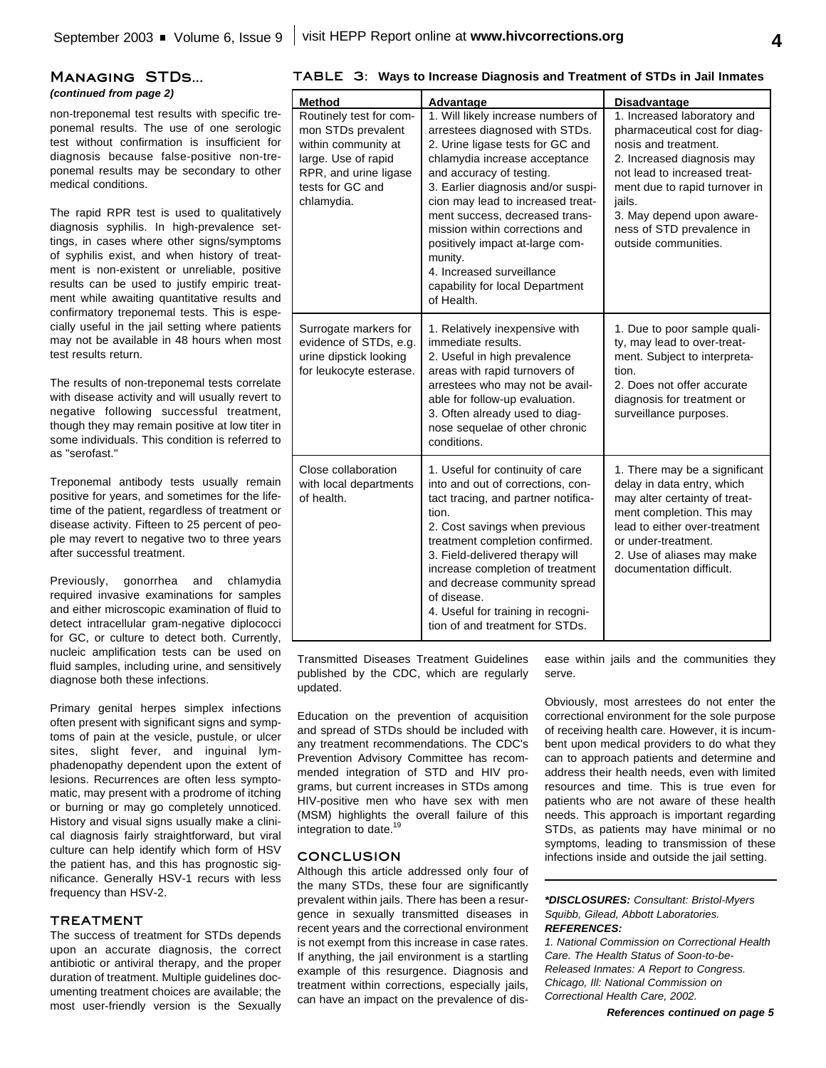## Managing STDs...

*(continued from page 2)*

non-treponemal test results with specific treponemal results. The use of one serologic test without confirmation is insufficient for diagnosis because false-positive non-treponemal results may be secondary to other medical conditions.

The rapid RPR test is used to qualitatively diagnosis syphilis. In high-prevalence settings, in cases where other signs/symptoms of syphilis exist, and when history of treatment is non-existent or unreliable, positive results can be used to justify empiric treatment while awaiting quantitative results and confirmatory treponemal tests. This is especially useful in the jail setting where patients may not be available in 48 hours when most test results return.

The results of non-treponemal tests correlate with disease activity and will usually revert to negative following successful treatment, though they may remain positive at low titer in some individuals. This condition is referred to as "serofast."

Treponemal antibody tests usually remain positive for years, and sometimes for the lifetime of the patient, regardless of treatment or disease activity. Fifteen to 25 percent of people may revert to negative two to three years after successful treatment.

Previously, gonorrhea and chlamydia required invasive examinations for samples and either microscopic examination of fluid to detect intracellular gram-negative diplococci for GC, or culture to detect both. Currently, nucleic amplification tests can be used on fluid samples, including urine, and sensitively diagnose both these infections.

Primary genital herpes simplex infections often present with significant signs and symptoms of pain at the vesicle, pustule, or ulcer sites, slight fever, and inguinal lymphadenopathy dependent upon the extent of lesions. Recurrences are often less symptomatic, may present with a prodrome of itching or burning or may go completely unnoticed. History and visual signs usually make a clinical diagnosis fairly straightforward, but viral culture can help identify which form of HSV the patient has, and this has prognostic significance. Generally HSV-1 recurs with less frequency than HSV-2.

### TREATMENT

The success of treatment for STDs depends upon an accurate diagnosis, the correct antibiotic or antiviral therapy, and the proper duration of treatment. Multiple guidelines documenting treatment choices are available; the most user-friendly version is the Sexually Transmitted Diseases Treatment Guidelines published by the CDC, which are regularly updated.

Education on the prevention of acquisition and spread of STDs should be included with any treatment recommendations. The CDC's Prevention Advisory Committee has recommended integration of STD and HIV programs, but current increases in STDs among HIV-positive men who have sex with men (MSM) highlights the overall failure of this integration to date.[19]

**TABLE 3: Ways to Increase Diagnosis and Treatment of STDs in Jail Inmates**

| Method | Advantage | Disadvantage |
|---|---|---|
| Routinely test for common STDs prevalent within community at large. Use of rapid RPR, and urine ligase tests for GC and chlamydia. | 1. Will likely increase numbers of arrestees diagnosed with STDs. 2. Urine ligase tests for GC and chlamydia increase acceptance and accuracy of testing. 3. Earlier diagnosis and/or suspicion may lead to increased treatment success, decreased transmission within corrections and positively impact at-large community. 4. Increased surveillance capability for local Department of Health. | 1. Increased laboratory and pharmaceutical cost for diagnosis and treatment. 2. Increased diagnosis may not lead to increased treatment due to rapid turnover in jails. 3. May depend upon awareness of STD prevalence in outside communities. |
| Surrogate markers for evidence of STDs, e.g. urine dipstick looking for leukocyte esterase. | 1. Relatively inexpensive with immediate results. 2. Useful in high prevalence areas with rapid turnovers of arrestees who may not be available for follow-up evaluation. 3. Often already used to diagnose sequelae of other chronic conditions. | 1. Due to poor sample quality, may lead to over-treatment. Subject to interpretation. 2. Does not offer accurate diagnosis for treatment or surveillance purposes. |
| Close collaboration with local departments of health. | 1. Useful for continuity of care into and out of corrections, contact tracing, and partner notification. 2. Cost savings when previous treatment completion confirmed. 3. Field-delivered therapy will increase completion of treatment and decrease community spread of disease. 4. Useful for training in recognition of and treatment for STDs. | 1. There may be a significant delay in data entry, which may alter certainty of treatment completion. This may lead to either over-treatment or under-treatment. 2. Use of aliases may make documentation difficult. |

### CONCLUSION

Although this article addressed only four of the many STDs, these four are significantly prevalent within jails. There has been a resurgence in sexually transmitted diseases in recent years and the correctional environment is not exempt from this increase in case rates. If anything, the jail environment is a startling example of this resurgence. Diagnosis and treatment within corrections, especially jails, can have an impact on the prevalence of disease within jails and the communities they serve.

Obviously, most arrestees do not enter the correctional environment for the sole purpose of receiving health care. However, it is incumbent upon medical providers to do what they can to approach patients and determine and address their health needs, even with limited resources and time. This is true even for patients who are not aware of these health needs. This approach is important regarding STDs, as patients may have minimal or no symptoms, leading to transmission of these infections inside and outside the jail setting.

***DISCLOSURES:** Consultant: Bristol-Myers Squibb, Gilead, Abbott Laboratories.*

***REFERENCES:***

*1. National Commission on Correctional Health Care. The Health Status of Soon-to-be-Released Inmates: A Report to Congress. Chicago, Ill: National Commission on Correctional Health Care, 2002.*

***References continued on page 5***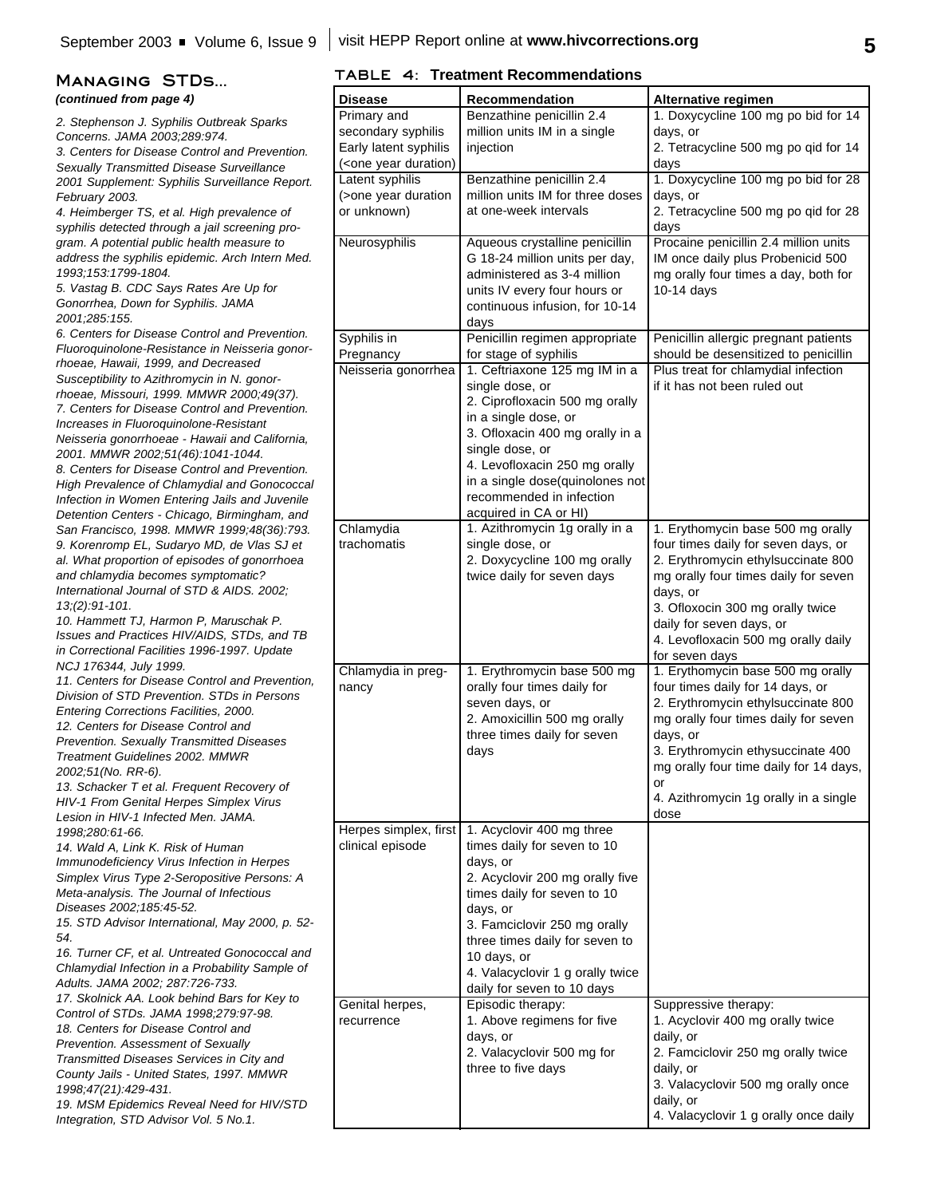## Managing STDs...

*(continued from page 4)*

*2. Stephenson J. Syphilis Outbreak Sparks Concerns. JAMA 2003;289:974.*
*3. Centers for Disease Control and Prevention. Sexually Transmitted Disease Surveillance 2001 Supplement: Syphilis Surveillance Report. February 2003.*
*4. Heimberger TS, et al. High prevalence of syphilis detected through a jail screening program. A potential public health measure to address the syphilis epidemic. Arch Intern Med. 1993;153:1799-1804.*
*5. Vastag B. CDC Says Rates Are Up for Gonorrhea, Down for Syphilis. JAMA 2001;285:155.*
*6. Centers for Disease Control and Prevention. Fluoroquinolone-Resistance in Neisseria gonorrhoeae, Hawaii, 1999, and Decreased Susceptibility to Azithromycin in N. gonorrhoeae, Missouri, 1999. MMWR 2000;49(37).*
*7. Centers for Disease Control and Prevention. Increases in Fluoroquinolone-Resistant Neisseria gonorrhoeae - Hawaii and California, 2001. MMWR 2002;51(46):1041-1044.*
*8. Centers for Disease Control and Prevention. High Prevalence of Chlamydial and Gonococcal Infection in Women Entering Jails and Juvenile Detention Centers - Chicago, Birmingham, and San Francisco, 1998. MMWR 1999;48(36):793.*
*9. Korenromp EL, Sudaryo MD, de Vlas SJ et al. What proportion of episodes of gonorrhoea and chlamydia becomes symptomatic? International Journal of STD & AIDS. 2002; 13;(2):91-101.*
*10. Hammett TJ, Harmon P, Maruschak P. Issues and Practices HIV/AIDS, STDs, and TB in Correctional Facilities 1996-1997. Update NCJ 176344, July 1999.*
*11. Centers for Disease Control and Prevention, Division of STD Prevention. STDs in Persons Entering Corrections Facilities, 2000.*
*12. Centers for Disease Control and Prevention. Sexually Transmitted Diseases Treatment Guidelines 2002. MMWR 2002;51(No. RR-6).*
*13. Schacker T et al. Frequent Recovery of HIV-1 From Genital Herpes Simplex Virus Lesion in HIV-1 Infected Men. JAMA. 1998;280:61-66.*
*14. Wald A, Link K. Risk of Human Immunodeficiency Virus Infection in Herpes Simplex Virus Type 2-Seropositive Persons: A Meta-analysis. The Journal of Infectious Diseases 2002;185:45-52.*
*15. STD Advisor International, May 2000, p. 52-54.*
*16. Turner CF, et al. Untreated Gonococcal and Chlamydial Infection in a Probability Sample of Adults. JAMA 2002; 287:726-733.*
*17. Skolnick AA. Look behind Bars for Key to Control of STDs. JAMA 1998;279:97-98.*
*18. Centers for Disease Control and Prevention. Assessment of Sexually Transmitted Diseases Services in City and County Jails - United States, 1997. MMWR 1998;47(21):429-431.*
*19. MSM Epidemics Reveal Need for HIV/STD Integration, STD Advisor Vol. 5 No.1.*

### Table 4: Treatment Recommendations

| Disease | Recommendation | Alternative regimen |
|---|---|---|
| Primary and secondary syphilis Early latent syphilis (<one year duration) | Benzathine penicillin 2.4 million units IM in a single injection | 1. Doxycycline 100 mg po bid for 14 days, or 2. Tetracycline 500 mg po qid for 14 days |
| Latent syphilis (>one year duration or unknown) | Benzathine penicillin 2.4 million units IM for three doses at one-week intervals | 1. Doxycycline 100 mg po bid for 28 days, or 2. Tetracycline 500 mg po qid for 28 days |
| Neurosyphilis | Aqueous crystalline penicillin G 18-24 million units per day, administered as 3-4 million units IV every four hours or continuous infusion, for 10-14 days | Procaine penicillin 2.4 million units IM once daily plus Probenicid 500 mg orally four times a day, both for 10-14 days |
| Syphilis in Pregnancy | Penicillin regimen appropriate for stage of syphilis | Penicillin allergic pregnant patients should be desensitized to penicillin |
| Neisseria gonorrhea | 1. Ceftriaxone 125 mg IM in a single dose, or 2. Ciprofloxacin 500 mg orally in a single dose, or 3. Ofloxacin 400 mg orally in a single dose, or 4. Levofloxacin 250 mg orally in a single dose(quinolones not recommended in infection acquired in CA or HI) | Plus treat for chlamydial infection if it has not been ruled out |
| Chlamydia trachomatis | 1. Azithromycin 1g orally in a single dose, or 2. Doxycycline 100 mg orally twice daily for seven days | 1. Erythomycin base 500 mg orally four times daily for seven days, or 2. Erythromycin ethylsuccinate 800 mg orally four times daily for seven days, or 3. Ofloxocin 300 mg orally twice daily for seven days, or 4. Levofloxacin 500 mg orally daily for seven days |
| Chlamydia in pregnancy | 1. Erythromycin base 500 mg orally four times daily for seven days, or 2. Amoxicillin 500 mg orally three times daily for seven days | 1. Erythomycin base 500 mg orally four times daily for 14 days, or 2. Erythromycin ethylsuccinate 800 mg orally four times daily for seven days, or 3. Erythromycin ethysuccinate 400 mg orally four time daily for 14 days, or 4. Azithromycin 1g orally in a single dose |
| Herpes simplex, first clinical episode | 1. Acyclovir 400 mg three times daily for seven to 10 days, or 2. Acyclovir 200 mg orally five times daily for seven to 10 days, or 3. Famciclovir 250 mg orally three times daily for seven to 10 days, or 4. Valacyclovir 1 g orally twice daily for seven to 10 days | |
| Genital herpes, recurrence | Episodic therapy: 1. Above regimens for five days, or 2. Valacyclovir 500 mg for three to five days | Suppressive therapy: 1. Acyclovir 400 mg orally twice daily, or 2. Famciclovir 250 mg orally twice daily, or 3. Valacyclovir 500 mg orally once daily, or 4. Valacyclovir 1 g orally once daily |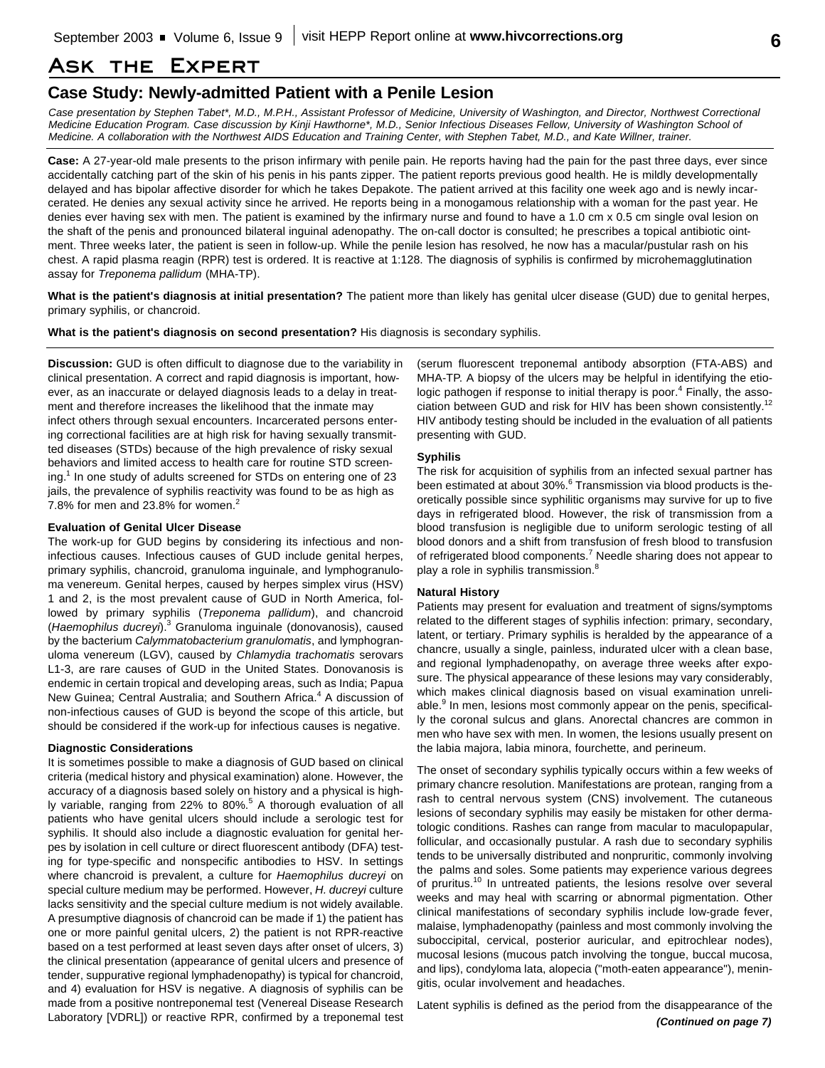# Ask the Expert

## Case Study: Newly-admitted Patient with a Penile Lesion

*Case presentation by Stephen Tabet\*, M.D., M.P.H., Assistant Professor of Medicine, University of Washington, and Director, Northwest Correctional Medicine Education Program. Case discussion by Kinji Hawthorne\*, M.D., Senior Infectious Diseases Fellow, University of Washington School of Medicine. A collaboration with the Northwest AIDS Education and Training Center, with Stephen Tabet, M.D., and Kate Willner, trainer.*

**Case:** A 27-year-old male presents to the prison infirmary with penile pain. He reports having had the pain for the past three days, ever since accidentally catching part of the skin of his penis in his pants zipper. The patient reports previous good health. He is mildly developmentally delayed and has bipolar affective disorder for which he takes Depakote. The patient arrived at this facility one week ago and is newly incarcerated. He denies any sexual activity since he arrived. He reports being in a monogamous relationship with a woman for the past year. He denies ever having sex with men. The patient is examined by the infirmary nurse and found to have a 1.0 cm x 0.5 cm single oval lesion on the shaft of the penis and pronounced bilateral inguinal adenopathy. The on-call doctor is consulted; he prescribes a topical antibiotic ointment. Three weeks later, the patient is seen in follow-up. While the penile lesion has resolved, he now has a macular/pustular rash on his chest. A rapid plasma reagin (RPR) test is ordered. It is reactive at 1:128. The diagnosis of syphilis is confirmed by microhemagglutination assay for *Treponema pallidum* (MHA-TP).

**What is the patient's diagnosis at initial presentation?** The patient more than likely has genital ulcer disease (GUD) due to genital herpes, primary syphilis, or chancroid.

**What is the patient's diagnosis on second presentation?** His diagnosis is secondary syphilis.

**Discussion:** GUD is often difficult to diagnose due to the variability in clinical presentation. A correct and rapid diagnosis is important, however, as an inaccurate or delayed diagnosis leads to a delay in treatment and therefore increases the likelihood that the inmate may infect others through sexual encounters. Incarcerated persons entering correctional facilities are at high risk for having sexually transmitted diseases (STDs) because of the high prevalence of risky sexual behaviors and limited access to health care for routine STD screening.[1] In one study of adults screened for STDs on entering one of 23 jails, the prevalence of syphilis reactivity was found to be as high as 7.8% for men and 23.8% for women.[2]

### Evaluation of Genital Ulcer Disease

The work-up for GUD begins by considering its infectious and noninfectious causes. Infectious causes of GUD include genital herpes, primary syphilis, chancroid, granuloma inguinale, and lymphogranuloma venereum. Genital herpes, caused by herpes simplex virus (HSV) 1 and 2, is the most prevalent cause of GUD in North America, followed by primary syphilis (*Treponema pallidum*), and chancroid (*Haemophilus ducreyi*).[3] Granuloma inguinale (donovanosis), caused by the bacterium *Calymmatobacterium granulomatis*, and lymphogranuloma venereum (LGV), caused by *Chlamydia trachomatis* serovars L1-3, are rare causes of GUD in the United States. Donovanosis is endemic in certain tropical and developing areas, such as India; Papua New Guinea; Central Australia; and Southern Africa.[4] A discussion of non-infectious causes of GUD is beyond the scope of this article, but should be considered if the work-up for infectious causes is negative.

### Diagnostic Considerations

It is sometimes possible to make a diagnosis of GUD based on clinical criteria (medical history and physical examination) alone. However, the accuracy of a diagnosis based solely on history and a physical is highly variable, ranging from 22% to 80%.[5] A thorough evaluation of all patients who have genital ulcers should include a serologic test for syphilis. It should also include a diagnostic evaluation for genital herpes by isolation in cell culture or direct fluorescent antibody (DFA) testing for type-specific and nonspecific antibodies to HSV. In settings where chancroid is prevalent, a culture for *Haemophilus ducreyi* on special culture medium may be performed. However, *H. ducreyi* culture lacks sensitivity and the special culture medium is not widely available. A presumptive diagnosis of chancroid can be made if 1) the patient has one or more painful genital ulcers, 2) the patient is not RPR-reactive based on a test performed at least seven days after onset of ulcers, 3) the clinical presentation (appearance of genital ulcers and presence of tender, suppurative regional lymphadenopathy) is typical for chancroid, and 4) evaluation for HSV is negative. A diagnosis of syphilis can be made from a positive nontreponemal test (Venereal Disease Research Laboratory [VDRL]) or reactive RPR, confirmed by a treponemal test (serum fluorescent treponemal antibody absorption (FTA-ABS) and MHA-TP. A biopsy of the ulcers may be helpful in identifying the etiologic pathogen if response to initial therapy is poor.[4] Finally, the association between GUD and risk for HIV has been shown consistently.[12] HIV antibody testing should be included in the evaluation of all patients presenting with GUD.

### Syphilis

The risk for acquisition of syphilis from an infected sexual partner has been estimated at about 30%.[6] Transmission via blood products is theoretically possible since syphilitic organisms may survive for up to five days in refrigerated blood. However, the risk of transmission from a blood transfusion is negligible due to uniform serologic testing of all blood donors and a shift from transfusion of fresh blood to transfusion of refrigerated blood components.[7] Needle sharing does not appear to play a role in syphilis transmission.[8]

### Natural History

Patients may present for evaluation and treatment of signs/symptoms related to the different stages of syphilis infection: primary, secondary, latent, or tertiary. Primary syphilis is heralded by the appearance of a chancre, usually a single, painless, indurated ulcer with a clean base, and regional lymphadenopathy, on average three weeks after exposure. The physical appearance of these lesions may vary considerably, which makes clinical diagnosis based on visual examination unreliable.[9] In men, lesions most commonly appear on the penis, specifically the coronal sulcus and glans. Anorectal chancres are common in men who have sex with men. In women, the lesions usually present on the labia majora, labia minora, fourchette, and perineum.

The onset of secondary syphilis typically occurs within a few weeks of primary chancre resolution. Manifestations are protean, ranging from a rash to central nervous system (CNS) involvement. The cutaneous lesions of secondary syphilis may easily be mistaken for other dermatologic conditions. Rashes can range from macular to maculopapular, follicular, and occasionally pustular. A rash due to secondary syphilis tends to be universally distributed and nonpruritic, commonly involving the palms and soles. Some patients may experience various degrees of pruritus.[10] In untreated patients, the lesions resolve over several weeks and may heal with scarring or abnormal pigmentation. Other clinical manifestations of secondary syphilis include low-grade fever, malaise, lymphadenopathy (painless and most commonly involving the suboccipital, cervical, posterior auricular, and epitrochlear nodes), mucosal lesions (mucous patch involving the tongue, buccal mucosa, and lips), condyloma lata, alopecia ("moth-eaten appearance"), meningitis, ocular involvement and headaches.

Latent syphilis is defined as the period from the disappearance of the

*(Continued on page 7)*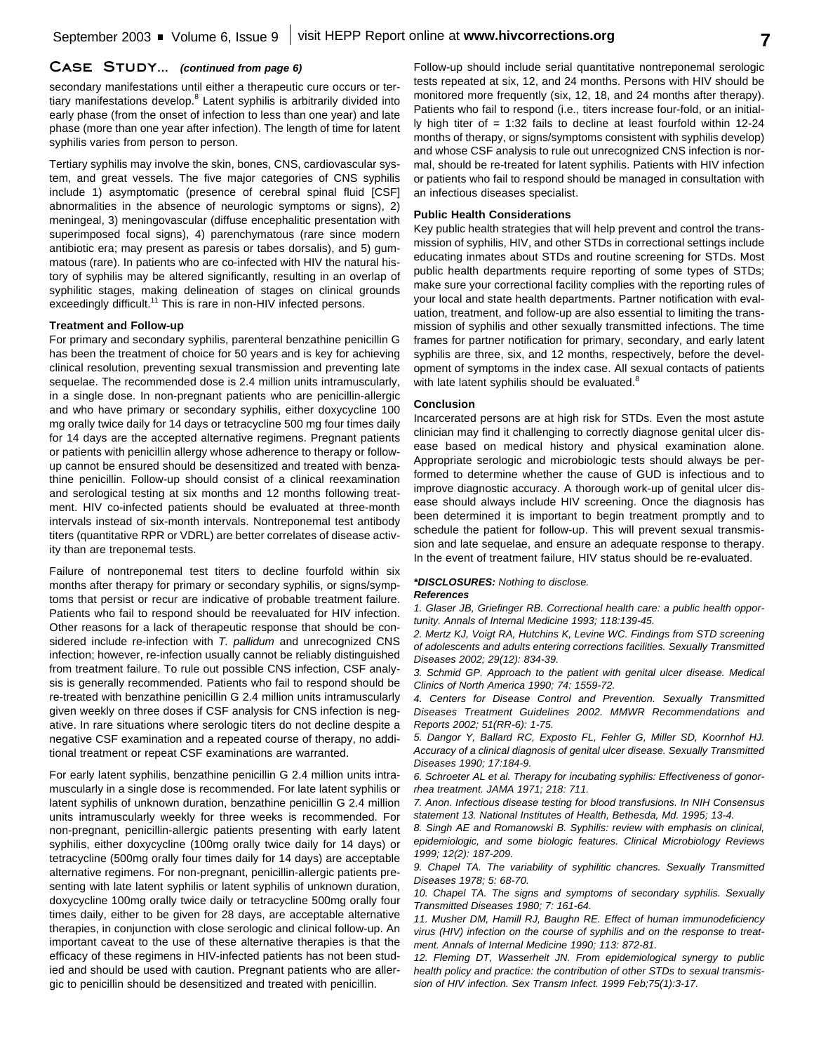## Case Study... *(continued from page 6)*

secondary manifestations until either a therapeutic cure occurs or tertiary manifestations develop.[8] Latent syphilis is arbitrarily divided into early phase (from the onset of infection to less than one year) and late phase (more than one year after infection). The length of time for latent syphilis varies from person to person.

Tertiary syphilis may involve the skin, bones, CNS, cardiovascular system, and great vessels. The five major categories of CNS syphilis include 1) asymptomatic (presence of cerebral spinal fluid [CSF] abnormalities in the absence of neurologic symptoms or signs), 2) meningeal, 3) meningovascular (diffuse encephalitic presentation with superimposed focal signs), 4) parenchymatous (rare since modern antibiotic era; may present as paresis or tabes dorsalis), and 5) gummatous (rare). In patients who are co-infected with HIV the natural history of syphilis may be altered significantly, resulting in an overlap of syphilitic stages, making delineation of stages on clinical grounds exceedingly difficult.[11] This is rare in non-HIV infected persons.

**Treatment and Follow-up**

For primary and secondary syphilis, parenteral benzathine penicillin G has been the treatment of choice for 50 years and is key for achieving clinical resolution, preventing sexual transmission and preventing late sequelae. The recommended dose is 2.4 million units intramuscularly, in a single dose. In non-pregnant patients who are penicillin-allergic and who have primary or secondary syphilis, either doxycycline 100 mg orally twice daily for 14 days or tetracycline 500 mg four times daily for 14 days are the accepted alternative regimens. Pregnant patients or patients with penicillin allergy whose adherence to therapy or follow-up cannot be ensured should be desensitized and treated with benzathine penicillin. Follow-up should consist of a clinical reexamination and serological testing at six months and 12 months following treatment. HIV co-infected patients should be evaluated at three-month intervals instead of six-month intervals. Nontreponemal test antibody titers (quantitative RPR or VDRL) are better correlates of disease activity than are treponemal tests.

Failure of nontreponemal test titers to decline fourfold within six months after therapy for primary or secondary syphilis, or signs/symptoms that persist or recur are indicative of probable treatment failure. Patients who fail to respond should be reevaluated for HIV infection. Other reasons for a lack of therapeutic response that should be considered include re-infection with *T. pallidum* and unrecognized CNS infection; however, re-infection usually cannot be reliably distinguished from treatment failure. To rule out possible CNS infection, CSF analysis is generally recommended. Patients who fail to respond should be re-treated with benzathine penicillin G 2.4 million units intramuscularly given weekly on three doses if CSF analysis for CNS infection is negative. In rare situations where serologic titers do not decline despite a negative CSF examination and a repeated course of therapy, no additional treatment or repeat CSF examinations are warranted.

For early latent syphilis, benzathine penicillin G 2.4 million units intramuscularly in a single dose is recommended. For late latent syphilis or latent syphilis of unknown duration, benzathine penicillin G 2.4 million units intramuscularly weekly for three weeks is recommended. For non-pregnant, penicillin-allergic patients presenting with early latent syphilis, either doxycycline (100mg orally twice daily for 14 days) or tetracycline (500mg orally four times daily for 14 days) are acceptable alternative regimens. For non-pregnant, penicillin-allergic patients presenting with late latent syphilis or latent syphilis of unknown duration, doxycycline 100mg orally twice daily or tetracycline 500mg orally four times daily, either to be given for 28 days, are acceptable alternative therapies, in conjunction with close serologic and clinical follow-up. An important caveat to the use of these alternative therapies is that the efficacy of these regimens in HIV-infected patients has not been studied and should be used with caution. Pregnant patients who are allergic to penicillin should be desensitized and treated with penicillin.

Follow-up should include serial quantitative nontreponemal serologic tests repeated at six, 12, and 24 months. Persons with HIV should be monitored more frequently (six, 12, 18, and 24 months after therapy). Patients who fail to respond (i.e., titers increase four-fold, or an initially high titer of = 1:32 fails to decline at least fourfold within 12-24 months of therapy, or signs/symptoms consistent with syphilis develop) and whose CSF analysis to rule out unrecognized CNS infection is normal, should be re-treated for latent syphilis. Patients with HIV infection or patients who fail to respond should be managed in consultation with an infectious diseases specialist.

**Public Health Considerations**

Key public health strategies that will help prevent and control the transmission of syphilis, HIV, and other STDs in correctional settings include educating inmates about STDs and routine screening for STDs. Most public health departments require reporting of some types of STDs; make sure your correctional facility complies with the reporting rules of your local and state health departments. Partner notification with evaluation, treatment, and follow-up are also essential to limiting the transmission of syphilis and other sexually transmitted infections. The time frames for partner notification for primary, secondary, and early latent syphilis are three, six, and 12 months, respectively, before the development of symptoms in the index case. All sexual contacts of patients with late latent syphilis should be evaluated.[8]

**Conclusion**

Incarcerated persons are at high risk for STDs. Even the most astute clinician may find it challenging to correctly diagnose genital ulcer disease based on medical history and physical examination alone. Appropriate serologic and microbiologic tests should always be performed to determine whether the cause of GUD is infectious and to improve diagnostic accuracy. A thorough work-up of genital ulcer disease should always include HIV screening. Once the diagnosis has been determined it is important to begin treatment promptly and to schedule the patient for follow-up. This will prevent sexual transmission and late sequelae, and ensure an adequate response to therapy. In the event of treatment failure, HIV status should be re-evaluated.

***DISCLOSURES:** *Nothing to disclose.*

***References***

*1. Glaser JB, Griefinger RB. Correctional health care: a public health opportunity. Annals of Internal Medicine 1993; 118:139-45.*

*2. Mertz KJ, Voigt RA, Hutchins K, Levine WC. Findings from STD screening of adolescents and adults entering corrections facilities. Sexually Transmitted Diseases 2002; 29(12): 834-39.*

*3. Schmid GP. Approach to the patient with genital ulcer disease. Medical Clinics of North America 1990; 74: 1559-72.*

*4. Centers for Disease Control and Prevention. Sexually Transmitted Diseases Treatment Guidelines 2002. MMWR Recommendations and Reports 2002; 51(RR-6): 1-75.*

*5. Dangor Y, Ballard RC, Exposto FL, Fehler G, Miller SD, Koornhof HJ. Accuracy of a clinical diagnosis of genital ulcer disease. Sexually Transmitted Diseases 1990; 17:184-9.*

*6. Schroeter AL et al. Therapy for incubating syphilis: Effectiveness of gonorrhea treatment. JAMA 1971; 218: 711.*

*7. Anon. Infectious disease testing for blood transfusions. In NIH Consensus statement 13. National Institutes of Health, Bethesda, Md. 1995; 13-4.*

*8. Singh AE and Romanowski B. Syphilis: review with emphasis on clinical, epidemiologic, and some biologic features. Clinical Microbiology Reviews 1999; 12(2): 187-209.*

*9. Chapel TA. The variability of syphilitic chancres. Sexually Transmitted Diseases 1978; 5: 68-70.*

*10. Chapel TA. The signs and symptoms of secondary syphilis. Sexually Transmitted Diseases 1980; 7: 161-64.*

*11. Musher DM, Hamill RJ, Baughn RE. Effect of human immunodeficiency virus (HIV) infection on the course of syphilis and on the response to treatment. Annals of Internal Medicine 1990; 113: 872-81.*

*12. Fleming DT, Wasserheit JN. From epidemiological synergy to public health policy and practice: the contribution of other STDs to sexual transmission of HIV infection. Sex Transm Infect. 1999 Feb;75(1):3-17.*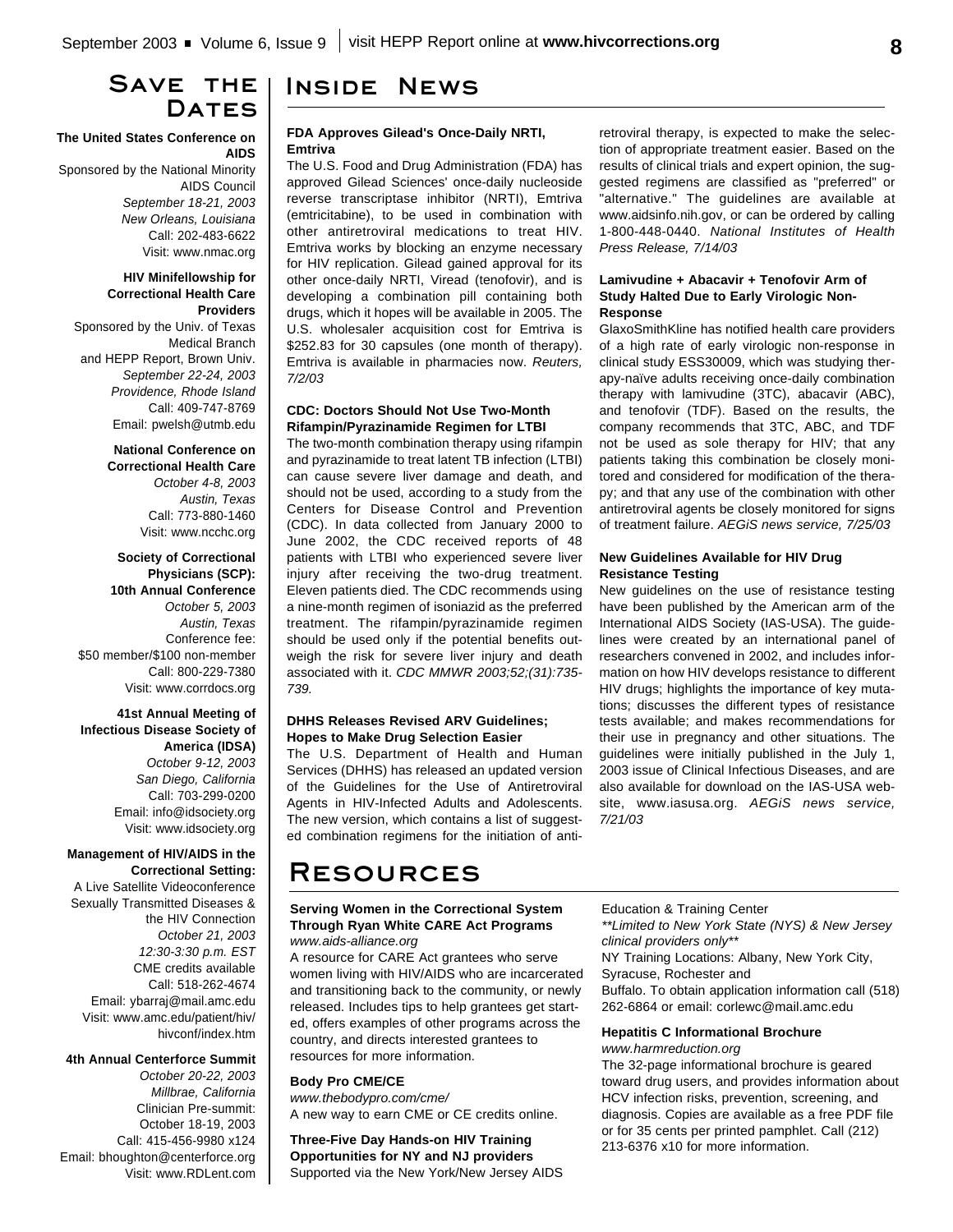## Save the Dates

**The United States Conference on AIDS**
Sponsored by the National Minority AIDS Council
*September 18-21, 2003*
*New Orleans, Louisiana*
Call: 202-483-6622
Visit: www.nmac.org

**HIV Minifellowship for Correctional Health Care Providers**
Sponsored by the Univ. of Texas Medical Branch and HEPP Report, Brown Univ.
*September 22-24, 2003*
*Providence, Rhode Island*
Call: 409-747-8769
Email: pwelsh@utmb.edu

**National Conference on Correctional Health Care**
*October 4-8, 2003*
*Austin, Texas*
Call: 773-880-1460
Visit: www.ncchc.org

**Society of Correctional Physicians (SCP): 10th Annual Conference**
*October 5, 2003*
*Austin, Texas*
Conference fee: $50 member/$100 non-member
Call: 800-229-7380
Visit: www.corrdocs.org

**41st Annual Meeting of Infectious Disease Society of America (IDSA)**
*October 9-12, 2003*
*San Diego, California*
Call: 703-299-0200
Email: info@idsociety.org
Visit: www.idsociety.org

**Management of HIV/AIDS in the Correctional Setting:**
A Live Satellite Videoconference Sexually Transmitted Diseases & the HIV Connection
*October 21, 2003*
*12:30-3:30 p.m. EST*
CME credits available
Call: 518-262-4674
Email: ybarraj@mail.amc.edu
Visit: www.amc.edu/patient/hiv/hivconf/index.htm

**4th Annual Centerforce Summit**
*October 20-22, 2003*
*Millbrae, California*
Clinician Pre-summit: October 18-19, 2003
Call: 415-456-9980 x124
Email: bhoughton@centerforce.org
Visit: www.RDLent.com

## Inside News

### FDA Approves Gilead's Once-Daily NRTI, Emtriva

The U.S. Food and Drug Administration (FDA) has approved Gilead Sciences' once-daily nucleoside reverse transcriptase inhibitor (NRTI), Emtriva (emtricitabine), to be used in combination with other antiretroviral medications to treat HIV. Emtriva works by blocking an enzyme necessary for HIV replication. Gilead gained approval for its other once-daily NRTI, Viread (tenofovir), and is developing a combination pill containing both drugs, which it hopes will be available in 2005. The U.S. wholesaler acquisition cost for Emtriva is $252.83 for 30 capsules (one month of therapy). Emtriva is available in pharmacies now. *Reuters, 7/2/03*

### CDC: Doctors Should Not Use Two-Month Rifampin/Pyrazinamide Regimen for LTBI

The two-month combination therapy using rifampin and pyrazinamide to treat latent TB infection (LTBI) can cause severe liver damage and death, and should not be used, according to a study from the Centers for Disease Control and Prevention (CDC). In data collected from January 2000 to June 2002, the CDC received reports of 48 patients with LTBI who experienced severe liver injury after receiving the two-drug treatment. Eleven patients died. The CDC recommends using a nine-month regimen of isoniazid as the preferred treatment. The rifampin/pyrazinamide regimen should be used only if the potential benefits outweigh the risk for severe liver injury and death associated with it. *CDC MMWR 2003;52;(31):735-739.*

### DHHS Releases Revised ARV Guidelines; Hopes to Make Drug Selection Easier

The U.S. Department of Health and Human Services (DHHS) has released an updated version of the Guidelines for the Use of Antiretroviral Agents in HIV-Infected Adults and Adolescents. The new version, which contains a list of suggested combination regimens for the initiation of antiretroviral therapy, is expected to make the selection of appropriate treatment easier. Based on the results of clinical trials and expert opinion, the suggested regimens are classified as "preferred" or "alternative." The guidelines are available at www.aidsinfo.nih.gov, or can be ordered by calling 1-800-448-0440. *National Institutes of Health Press Release, 7/14/03*

### Lamivudine + Abacavir + Tenofovir Arm of Study Halted Due to Early Virologic Non-Response

GlaxoSmithKline has notified health care providers of a high rate of early virologic non-response in clinical study ESS30009, which was studying therapy-naïve adults receiving once-daily combination therapy with lamivudine (3TC), abacavir (ABC), and tenofovir (TDF). Based on the results, the company recommends that 3TC, ABC, and TDF not be used as sole therapy for HIV; that any patients taking this combination be closely monitored and considered for modification of the therapy; and that any use of the combination with other antiretroviral agents be closely monitored for signs of treatment failure. *AEGiS news service, 7/25/03*

### New Guidelines Available for HIV Drug Resistance Testing

New guidelines on the use of resistance testing have been published by the American arm of the International AIDS Society (IAS-USA). The guidelines were created by an international panel of researchers convened in 2002, and includes information on how HIV develops resistance to different HIV drugs; highlights the importance of key mutations; discusses the different types of resistance tests available; and makes recommendations for their use in pregnancy and other situations. The guidelines were initially published in the July 1, 2003 issue of Clinical Infectious Diseases, and are also available for download on the IAS-USA website, www.iasusa.org. *AEGiS news service, 7/21/03*

## Resources

### Serving Women in the Correctional System Through Ryan White CARE Act Programs

*www.aids-alliance.org*

A resource for CARE Act grantees who serve women living with HIV/AIDS who are incarcerated and transitioning back to the community, or newly released. Includes tips to help grantees get started, offers examples of other programs across the country, and directs interested grantees to resources for more information.

### Body Pro CME/CE

*www.thebodypro.com/cme/*

A new way to earn CME or CE credits online.

### Three-Five Day Hands-on HIV Training Opportunities for NY and NJ providers

Supported via the New York/New Jersey AIDS Education & Training Center

*\*\*Limited to New York State (NYS) & New Jersey clinical providers only\*\**

NY Training Locations: Albany, New York City, Syracuse, Rochester and Buffalo. To obtain application information call (518) 262-6864 or email: corlewc@mail.amc.edu

### Hepatitis C Informational Brochure

*www.harmreduction.org*

The 32-page informational brochure is geared toward drug users, and provides information about HCV infection risks, prevention, screening, and diagnosis. Copies are available as a free PDF file or for 35 cents per printed pamphlet. Call (212) 213-6376 x10 for more information.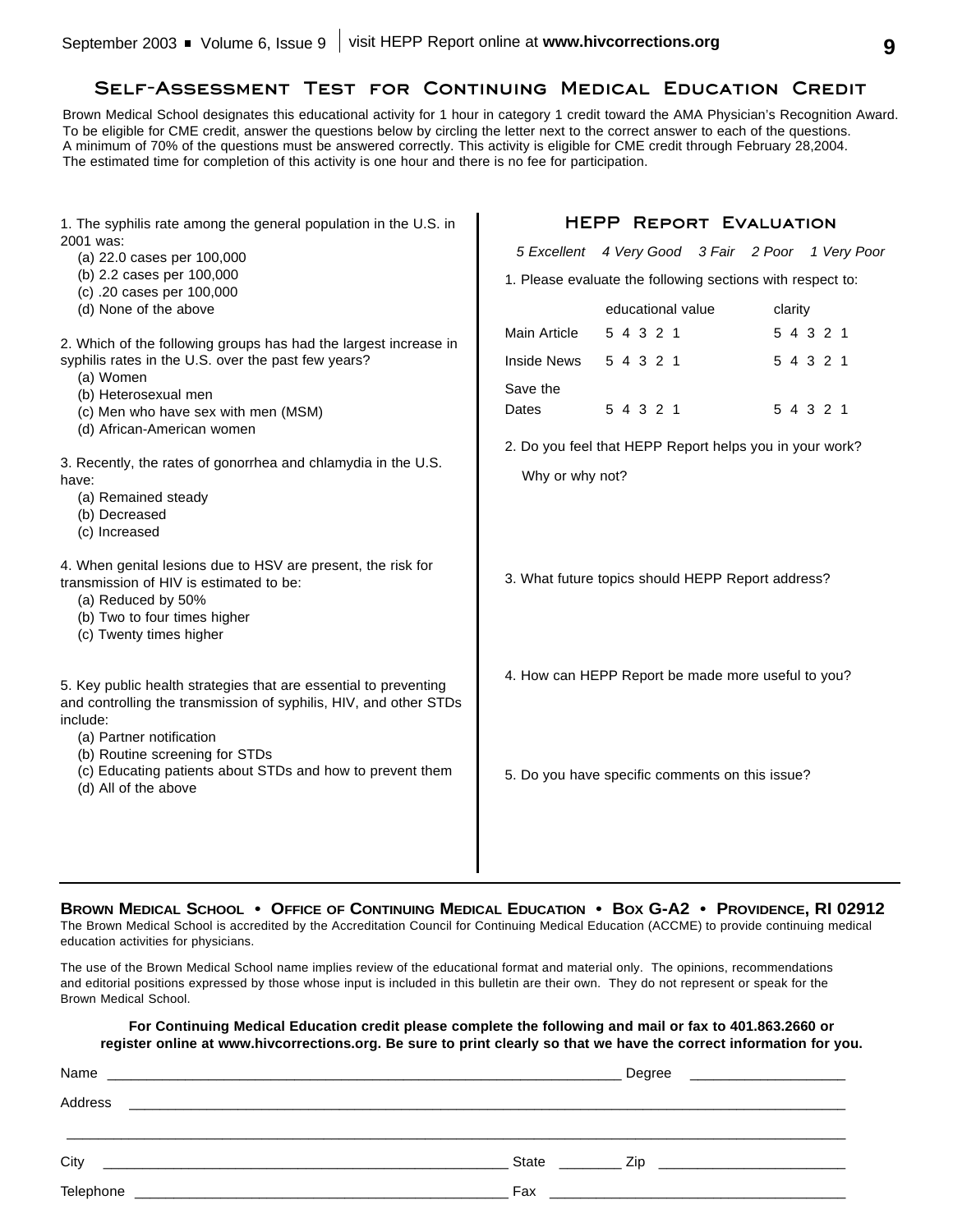## Self-Assessment Test for Continuing Medical Education Credit

Brown Medical School designates this educational activity for 1 hour in category 1 credit toward the AMA Physician's Recognition Award. To be eligible for CME credit, answer the questions below by circling the letter next to the correct answer to each of the questions. A minimum of 70% of the questions must be answered correctly. This activity is eligible for CME credit through February 28,2004. The estimated time for completion of this activity is one hour and there is no fee for participation.

1. The syphilis rate among the general population in the U.S. in 2001 was:
   (a) 22.0 cases per 100,000
   (b) 2.2 cases per 100,000
   (c) .20 cases per 100,000
   (d) None of the above

2. Which of the following groups has had the largest increase in syphilis rates in the U.S. over the past few years?
   (a) Women
   (b) Heterosexual men
   (c) Men who have sex with men (MSM)
   (d) African-American women

3. Recently, the rates of gonorrhea and chlamydia in the U.S. have:
   (a) Remained steady
   (b) Decreased
   (c) Increased

4. When genital lesions due to HSV are present, the risk for transmission of HIV is estimated to be:
   (a) Reduced by 50%
   (b) Two to four times higher
   (c) Twenty times higher

5. Key public health strategies that are essential to preventing and controlling the transmission of syphilis, HIV, and other STDs include:
   (a) Partner notification
   (b) Routine screening for STDs
   (c) Educating patients about STDs and how to prevent them
   (d) All of the above

## HEPP Report Evaluation

*5 Excellent 4 Very Good 3 Fair 2 Poor 1 Very Poor*

1. Please evaluate the following sections with respect to:

| | educational value | clarity |
|---|---|---|
| Main Article | 5 4 3 2 1 | 5 4 3 2 1 |
| Inside News | 5 4 3 2 1 | 5 4 3 2 1 |
| Save the Dates | 5 4 3 2 1 | 5 4 3 2 1 |

2. Do you feel that HEPP Report helps you in your work?
   Why or why not?

3. What future topics should HEPP Report address?

4. How can HEPP Report be made more useful to you?

5. Do you have specific comments on this issue?

**Brown Medical School • Office of Continuing Medical Education • Box G-A2 • Providence, RI 02912**

The Brown Medical School is accredited by the Accreditation Council for Continuing Medical Education (ACCME) to provide continuing medical education activities for physicians.

The use of the Brown Medical School name implies review of the educational format and material only. The opinions, recommendations and editorial positions expressed by those whose input is included in this bulletin are their own. They do not represent or speak for the Brown Medical School.

**For Continuing Medical Education credit please complete the following and mail or fax to 401.863.2660 or register online at www.hivcorrections.org. Be sure to print clearly so that we have the correct information for you.**

Name ________________________________________ Degree ____________

Address ______________________________________________________

______________________________________________________________

City ______________________________ State ________ Zip ____________

Telephone ____________________________ Fax ______________________